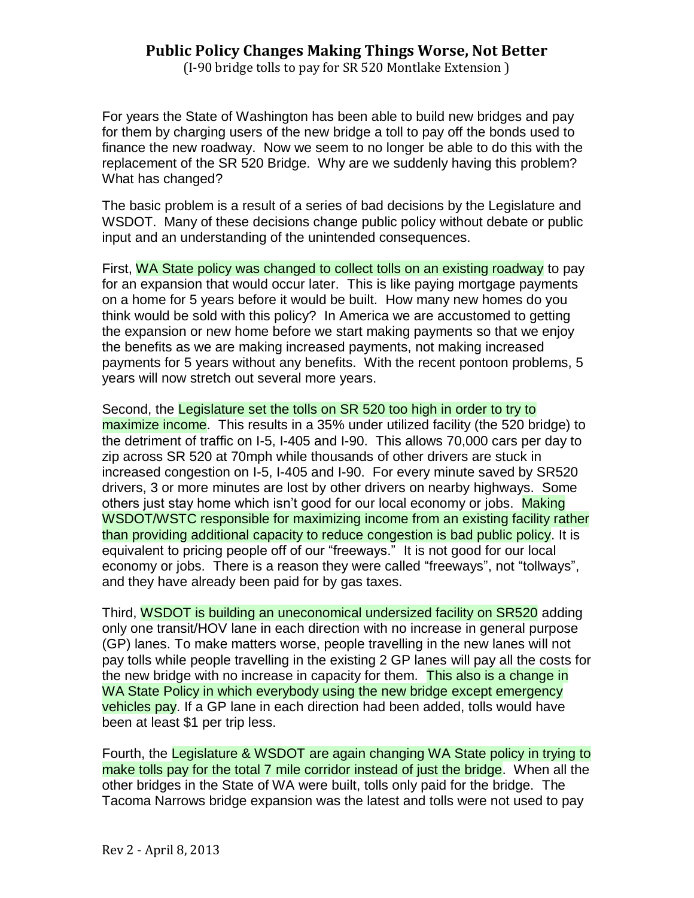# Public Policy Changes Making Things Worse, Not Better

(I-90 bridge tolls to pay for SR 520 Montlake Extension )

For years the State of Washington has been able to build new bridges and pay for them by charging users of the new bridge a toll to pay off the bonds used to finance the new roadway. Now we seem to no longer be able to do this with the replacement of the SR 520 Bridge. Why are we suddenly having this problem? What has changed?

The basic problem is a result of a series of bad decisions by the Legislature and WSDOT. Many of these decisions change public policy without debate or public input and an understanding of the unintended consequences.

First, WA State policy was changed to collect tolls on an existing roadway to pay for an expansion that would occur later. This is like paying mortgage payments on a home for 5 years before it would be built. How many new homes do you think would be sold with this policy? In America we are accustomed to getting the expansion or new home before we start making payments so that we enjoy the benefits as we are making increased payments, not making increased payments for 5 years without any benefits. With the recent pontoon problems, 5 years will now stretch out several more years.

Second, the Legislature set the tolls on SR 520 too high in order to try to maximize income. This results in a 35% under utilized facility (the 520 bridge) to the detriment of traffic on I-5, I-405 and I-90. This allows 70,000 cars per day to zip across SR 520 at 70mph while thousands of other drivers are stuck in increased congestion on I-5, I-405 and I-90. For every minute saved by SR520 drivers, 3 or more minutes are lost by other drivers on nearby highways. Some others just stay home which isn't good for our local economy or jobs. Making WSDOT/WSTC responsible for maximizing income from an existing facility rather than providing additional capacity to reduce congestion is bad public policy. It is equivalent to pricing people off of our "freeways." It is not good for our local economy or jobs. There is a reason they were called "freeways", not "tollways", and they have already been paid for by gas taxes.

Third, WSDOT is building an uneconomical undersized facility on SR520 adding only one transit/HOV lane in each direction with no increase in general purpose (GP) lanes. To make matters worse, people travelling in the new lanes will not pay tolls while people travelling in the existing 2 GP lanes will pay all the costs for the new bridge with no increase in capacity for them. This also is a change in WA State Policy in which everybody using the new bridge except emergency vehicles pay. If a GP lane in each direction had been added, tolls would have been at least $1 per trip less.

Fourth, the Legislature & WSDOT are again changing WA State policy in trying to make tolls pay for the total 7 mile corridor instead of just the bridge. When all the other bridges in the State of WA were built, tolls only paid for the bridge. The Tacoma Narrows bridge expansion was the latest and tolls were not used to pay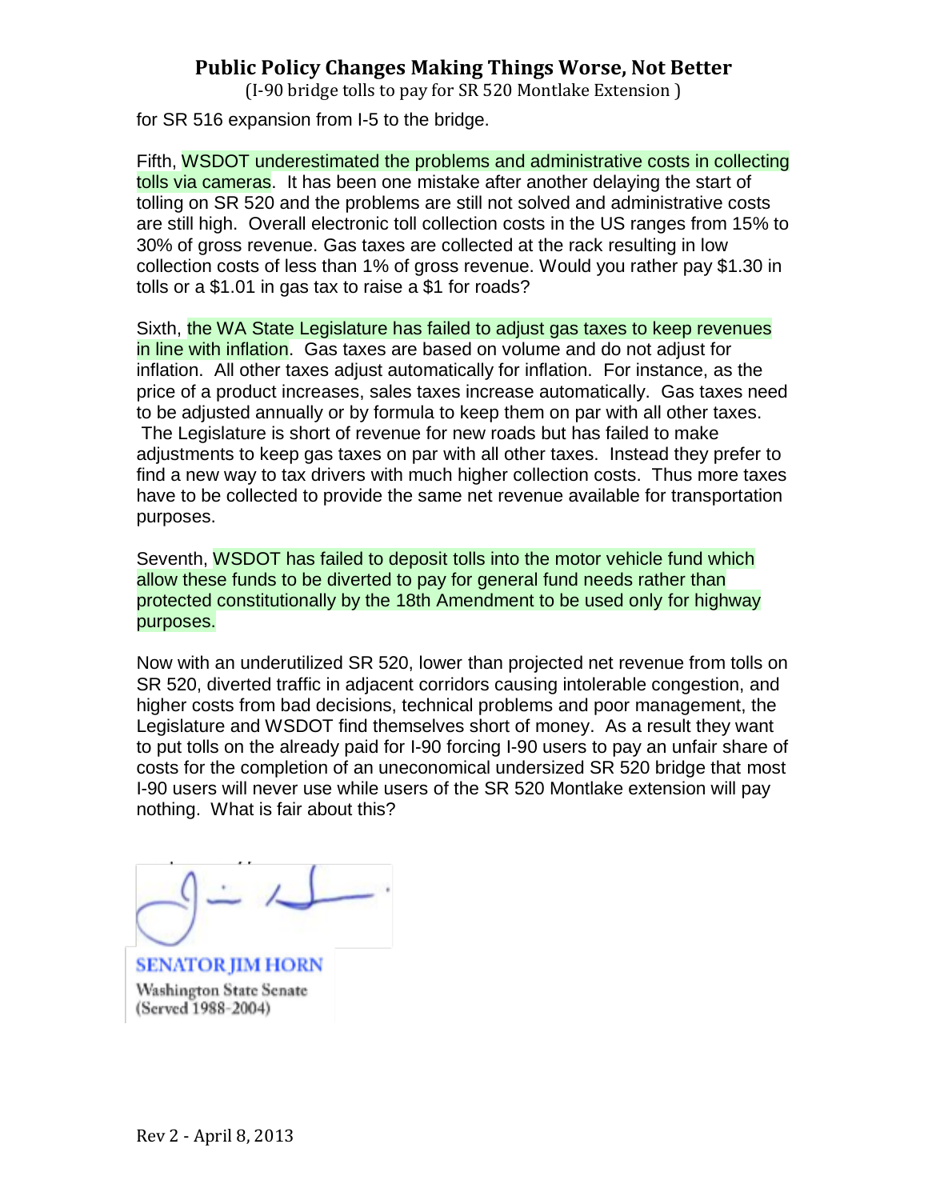for SR 516 expansion from I-5 to the bridge.

Fifth, WSDOT underestimated the problems and administrative costs in collecting tolls via cameras. It has been one mistake after another delaying the start of tolling on SR 520 and the problems are still not solved and administrative costs are still high. Overall electronic toll collection costs in the US ranges from 15% to 30% of gross revenue. Gas taxes are collected at the rack resulting in low collection costs of less than 1% of gross revenue. Would you rather pay $1.30 in tolls or a $1.01 in gas tax to raise a $1 for roads?

Sixth, the WA State Legislature has failed to adjust gas taxes to keep revenues in line with inflation. Gas taxes are based on volume and do not adjust for inflation. All other taxes adjust automatically for inflation. For instance, as the price of a product increases, sales taxes increase automatically. Gas taxes need to be adjusted annually or by formula to keep them on par with all other taxes. The Legislature is short of revenue for new roads but has failed to make adjustments to keep gas taxes on par with all other taxes. Instead they prefer to find a new way to tax drivers with much higher collection costs. Thus more taxes have to be collected to provide the same net revenue available for transportation purposes.

Seventh, WSDOT has failed to deposit tolls into the motor vehicle fund which allow these funds to be diverted to pay for general fund needs rather than protected constitutionally by the 18th Amendment to be used only for highway purposes.

Now with an underutilized SR 520, lower than projected net revenue from tolls on SR 520, diverted traffic in adjacent corridors causing intolerable congestion, and higher costs from bad decisions, technical problems and poor management, the Legislature and WSDOT find themselves short of money. As a result they want to put tolls on the already paid for I-90 forcing I-90 users to pay an unfair share of costs for the completion of an uneconomical undersized SR 520 bridge that most I-90 users will never use while users of the SR 520 Montlake extension will pay nothing. What is fair about this?

SENATOR JIM HORN
Washington State Senate
(Served 1988-2004)

Rev 2 - April 8, 2013